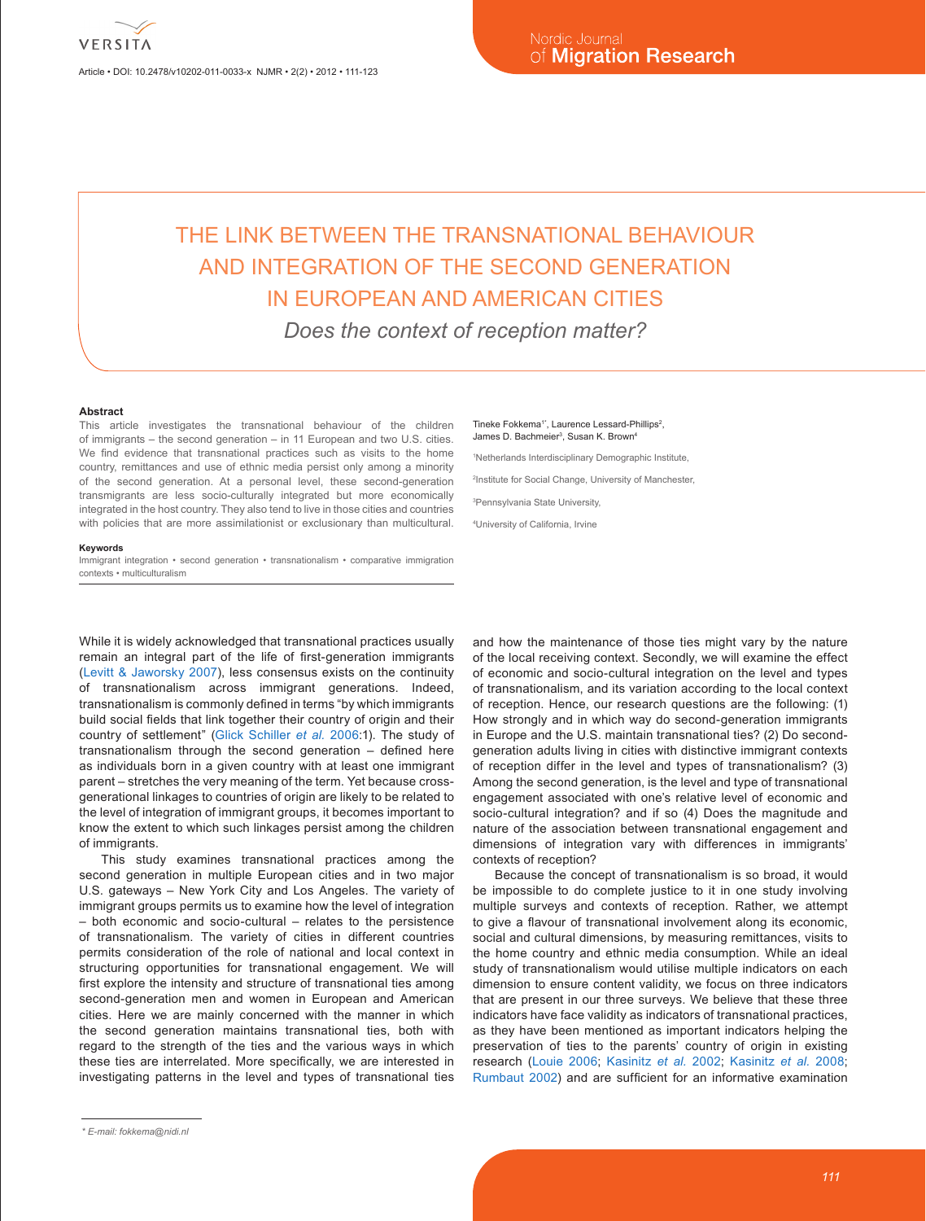# THE LINK BETWEEN THE TRANSNATIONAL BEHAVIOUR AND INTEGRATION OF THE SECOND GENERATION IN EUROPEAN AND AMERICAN CITIES

*Does the context of reception matter?*

Tineke Fokkema[1*], Laurence Lessard-Phillips[2], James D. Bachmeier[3], Susan K. Brown[4]

[1]Netherlands Interdisciplinary Demographic Institute,

[2]Institute for Social Change, University of Manchester,

[3]Pennsylvania State University,

[4]University of California, Irvine

**Abstract**

This article investigates the transnational behaviour of the children of immigrants – the second generation – in 11 European and two U.S. cities. We find evidence that transnational practices such as visits to the home country, remittances and use of ethnic media persist only among a minority of the second generation. At a personal level, these second-generation transmigrants are less socio-culturally integrated but more economically integrated in the host country. They also tend to live in those cities and countries with policies that are more assimilationist or exclusionary than multicultural.

**Keywords**

Immigrant integration • second generation • transnationalism • comparative immigration contexts • multiculturalism

While it is widely acknowledged that transnational practices usually remain an integral part of the life of first-generation immigrants (Levitt & Jaworsky 2007), less consensus exists on the continuity of transnationalism across immigrant generations. Indeed, transnationalism is commonly defined in terms "by which immigrants build social fields that link together their country of origin and their country of settlement" (Glick Schiller *et al.* 2006:1). The study of transnationalism through the second generation – defined here as individuals born in a given country with at least one immigrant parent – stretches the very meaning of the term. Yet because cross-generational linkages to countries of origin are likely to be related to the level of integration of immigrant groups, it becomes important to know the extent to which such linkages persist among the children of immigrants.

This study examines transnational practices among the second generation in multiple European cities and in two major U.S. gateways – New York City and Los Angeles. The variety of immigrant groups permits us to examine how the level of integration – both economic and socio-cultural – relates to the persistence of transnationalism. The variety of cities in different countries permits consideration of the role of national and local context in structuring opportunities for transnational engagement. We will first explore the intensity and structure of transnational ties among second-generation men and women in European and American cities. Here we are mainly concerned with the manner in which the second generation maintains transnational ties, both with regard to the strength of the ties and the various ways in which these ties are interrelated. More specifically, we are interested in investigating patterns in the level and types of transnational ties and how the maintenance of those ties might vary by the nature of the local receiving context. Secondly, we will examine the effect of economic and socio-cultural integration on the level and types of transnationalism, and its variation according to the local context of reception. Hence, our research questions are the following: (1) How strongly and in which way do second-generation immigrants in Europe and the U.S. maintain transnational ties? (2) Do second-generation adults living in cities with distinctive immigrant contexts of reception differ in the level and types of transnationalism? (3) Among the second generation, is the level and type of transnational engagement associated with one's relative level of economic and socio-cultural integration? and if so (4) Does the magnitude and nature of the association between transnational engagement and dimensions of integration vary with differences in immigrants' contexts of reception?

Because the concept of transnationalism is so broad, it would be impossible to do complete justice to it in one study involving multiple surveys and contexts of reception. Rather, we attempt to give a flavour of transnational involvement along its economic, social and cultural dimensions, by measuring remittances, visits to the home country and ethnic media consumption. While an ideal study of transnationalism would utilise multiple indicators on each dimension to ensure content validity, we focus on three indicators that are present in our three surveys. We believe that these three indicators have face validity as indicators of transnational practices, as they have been mentioned as important indicators helping the preservation of ties to the parents' country of origin in existing research (Louie 2006; Kasinitz *et al.* 2002; Kasinitz *et al.* 2008; Rumbaut 2002) and are sufficient for an informative examination

\* E-mail: fokkema@nidi.nl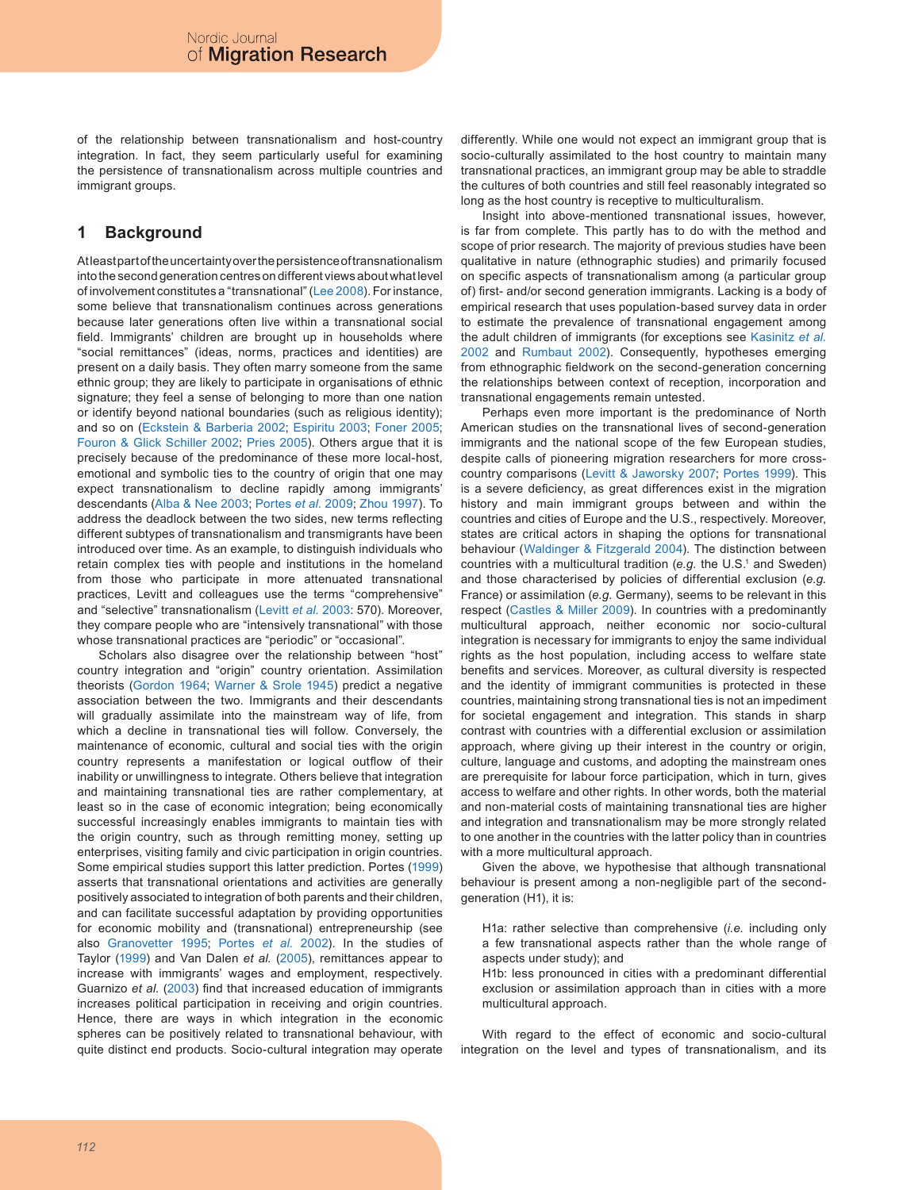of the relationship between transnationalism and host-country integration. In fact, they seem particularly useful for examining the persistence of transnationalism across multiple countries and immigrant groups.

## 1 Background

At least part of the uncertainty over the persistence of transnationalism into the second generation centres on different views about what level of involvement constitutes a "transnational" (Lee 2008). For instance, some believe that transnationalism continues across generations because later generations often live within a transnational social field. Immigrants' children are brought up in households where "social remittances" (ideas, norms, practices and identities) are present on a daily basis. They often marry someone from the same ethnic group; they are likely to participate in organisations of ethnic signature; they feel a sense of belonging to more than one nation or identify beyond national boundaries (such as religious identity); and so on (Eckstein & Barberia 2002; Espiritu 2003; Foner 2005; Fouron & Glick Schiller 2002; Pries 2005). Others argue that it is precisely because of the predominance of these more local-host, emotional and symbolic ties to the country of origin that one may expect transnationalism to decline rapidly among immigrants' descendants (Alba & Nee 2003; Portes *et al.* 2009; Zhou 1997). To address the deadlock between the two sides, new terms reflecting different subtypes of transnationalism and transmigrants have been introduced over time. As an example, to distinguish individuals who retain complex ties with people and institutions in the homeland from those who participate in more attenuated transnational practices, Levitt and colleagues use the terms "comprehensive" and "selective" transnationalism (Levitt *et al.* 2003: 570). Moreover, they compare people who are "intensively transnational" with those whose transnational practices are "periodic" or "occasional".

Scholars also disagree over the relationship between "host" country integration and "origin" country orientation. Assimilation theorists (Gordon 1964; Warner & Srole 1945) predict a negative association between the two. Immigrants and their descendants will gradually assimilate into the mainstream way of life, from which a decline in transnational ties will follow. Conversely, the maintenance of economic, cultural and social ties with the origin country represents a manifestation or logical outflow of their inability or unwillingness to integrate. Others believe that integration and maintaining transnational ties are rather complementary, at least so in the case of economic integration; being economically successful increasingly enables immigrants to maintain ties with the origin country, such as through remitting money, setting up enterprises, visiting family and civic participation in origin countries. Some empirical studies support this latter prediction. Portes (1999) asserts that transnational orientations and activities are generally positively associated to integration of both parents and their children, and can facilitate successful adaptation by providing opportunities for economic mobility and (transnational) entrepreneurship (see also Granovetter 1995; Portes *et al.* 2002). In the studies of Taylor (1999) and Van Dalen *et al.* (2005), remittances appear to increase with immigrants' wages and employment, respectively. Guarnizo *et al.* (2003) find that increased education of immigrants increases political participation in receiving and origin countries. Hence, there are ways in which integration in the economic spheres can be positively related to transnational behaviour, with quite distinct end products. Socio-cultural integration may operate differently. While one would not expect an immigrant group that is socio-culturally assimilated to the host country to maintain many transnational practices, an immigrant group may be able to straddle the cultures of both countries and still feel reasonably integrated so long as the host country is receptive to multiculturalism.

Insight into above-mentioned transnational issues, however, is far from complete. This partly has to do with the method and scope of prior research. The majority of previous studies have been qualitative in nature (ethnographic studies) and primarily focused on specific aspects of transnationalism among (a particular group of) first- and/or second generation immigrants. Lacking is a body of empirical research that uses population-based survey data in order to estimate the prevalence of transnational engagement among the adult children of immigrants (for exceptions see Kasinitz *et al.* 2002 and Rumbaut 2002). Consequently, hypotheses emerging from ethnographic fieldwork on the second-generation concerning the relationships between context of reception, incorporation and transnational engagements remain untested.

Perhaps even more important is the predominance of North American studies on the transnational lives of second-generation immigrants and the national scope of the few European studies, despite calls of pioneering migration researchers for more cross-country comparisons (Levitt & Jaworsky 2007; Portes 1999). This is a severe deficiency, as great differences exist in the migration history and main immigrant groups between and within the countries and cities of Europe and the U.S., respectively. Moreover, states are critical actors in shaping the options for transnational behaviour (Waldinger & Fitzgerald 2004). The distinction between countries with a multicultural tradition (*e.g.* the U.S.[1] and Sweden) and those characterised by policies of differential exclusion (*e.g.* France) or assimilation (*e.g.* Germany), seems to be relevant in this respect (Castles & Miller 2009). In countries with a predominantly multicultural approach, neither economic nor socio-cultural integration is necessary for immigrants to enjoy the same individual rights as the host population, including access to welfare state benefits and services. Moreover, as cultural diversity is respected and the identity of immigrant communities is protected in these countries, maintaining strong transnational ties is not an impediment for societal engagement and integration. This stands in sharp contrast with countries with a differential exclusion or assimilation approach, where giving up their interest in the country or origin, culture, language and customs, and adopting the mainstream ones are prerequisite for labour force participation, which in turn, gives access to welfare and other rights. In other words, both the material and non-material costs of maintaining transnational ties are higher and integration and transnationalism may be more strongly related to one another in the countries with the latter policy than in countries with a more multicultural approach.

Given the above, we hypothesise that although transnational behaviour is present among a non-negligible part of the second-generation (H1), it is:

> H1a: rather selective than comprehensive (*i.e.* including only a few transnational aspects rather than the whole range of aspects under study); and
> H1b: less pronounced in cities with a predominant differential exclusion or assimilation approach than in cities with a more multicultural approach.

With regard to the effect of economic and socio-cultural integration on the level and types of transnationalism, and its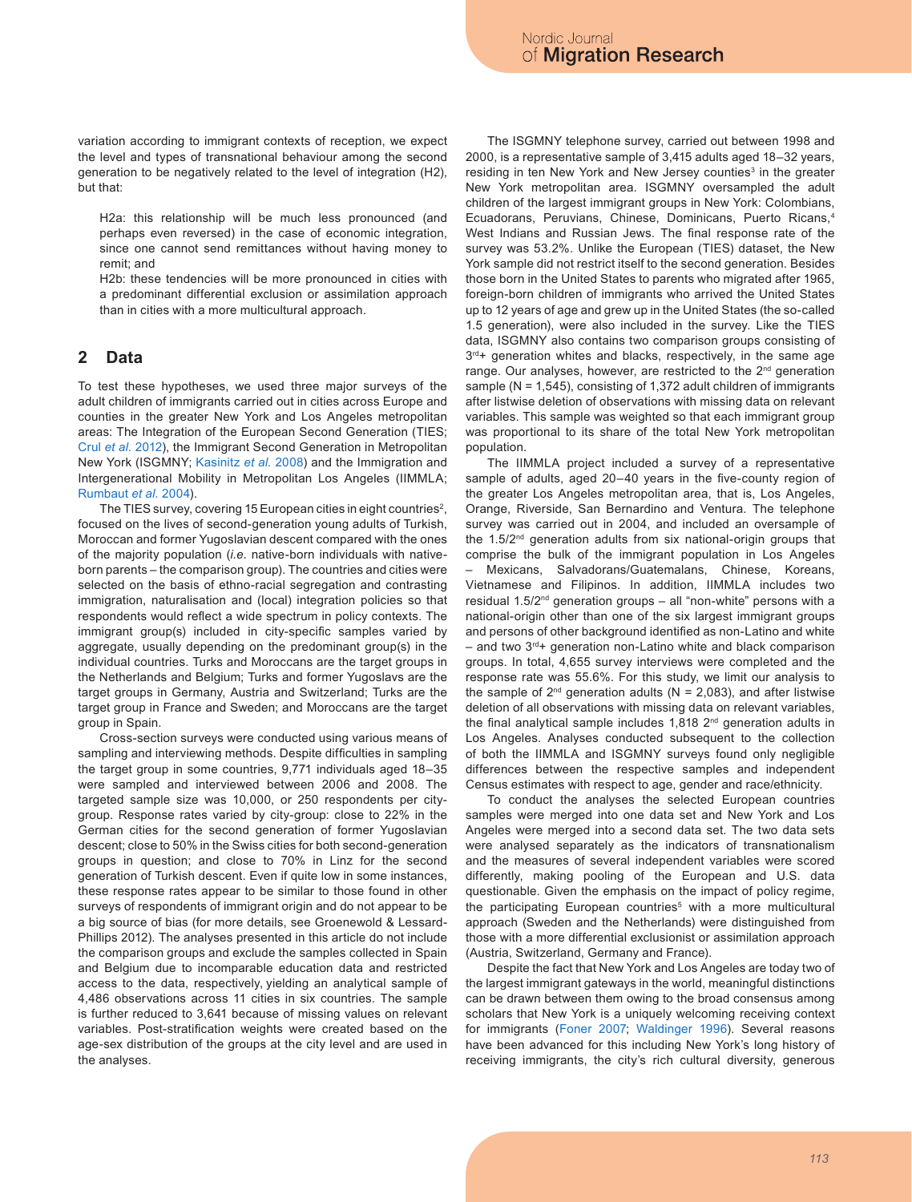variation according to immigrant contexts of reception, we expect the level and types of transnational behaviour among the second generation to be negatively related to the level of integration (H2), but that:

H2a: this relationship will be much less pronounced (and perhaps even reversed) in the case of economic integration, since one cannot send remittances without having money to remit; and

H2b: these tendencies will be more pronounced in cities with a predominant differential exclusion or assimilation approach than in cities with a more multicultural approach.

## 2 Data

To test these hypotheses, we used three major surveys of the adult children of immigrants carried out in cities across Europe and counties in the greater New York and Los Angeles metropolitan areas: The Integration of the European Second Generation (TIES; Crul *et al.* 2012), the Immigrant Second Generation in Metropolitan New York (ISGMNY; Kasinitz *et al.* 2008) and the Immigration and Intergenerational Mobility in Metropolitan Los Angeles (IIMMLA; Rumbaut *et al.* 2004).

The TIES survey, covering 15 European cities in eight countries[2], focused on the lives of second-generation young adults of Turkish, Moroccan and former Yugoslavian descent compared with the ones of the majority population (*i.e.* native-born individuals with native-born parents – the comparison group). The countries and cities were selected on the basis of ethno-racial segregation and contrasting immigration, naturalisation and (local) integration policies so that respondents would reflect a wide spectrum in policy contexts. The immigrant group(s) included in city-specific samples varied by aggregate, usually depending on the predominant group(s) in the individual countries. Turks and Moroccans are the target groups in the Netherlands and Belgium; Turks and former Yugoslavs are the target groups in Germany, Austria and Switzerland; Turks are the target group in France and Sweden; and Moroccans are the target group in Spain.

Cross-section surveys were conducted using various means of sampling and interviewing methods. Despite difficulties in sampling the target group in some countries, 9,771 individuals aged 18–35 were sampled and interviewed between 2006 and 2008. The targeted sample size was 10,000, or 250 respondents per city-group. Response rates varied by city-group: close to 22% in the German cities for the second generation of former Yugoslavian descent; close to 50% in the Swiss cities for both second-generation groups in question; and close to 70% in Linz for the second generation of Turkish descent. Even if quite low in some instances, these response rates appear to be similar to those found in other surveys of respondents of immigrant origin and do not appear to be a big source of bias (for more details, see Groenewold & Lessard-Phillips 2012). The analyses presented in this article do not include the comparison groups and exclude the samples collected in Spain and Belgium due to incomparable education data and restricted access to the data, respectively, yielding an analytical sample of 4,486 observations across 11 cities in six countries. The sample is further reduced to 3,641 because of missing values on relevant variables. Post-stratification weights were created based on the age-sex distribution of the groups at the city level and are used in the analyses.

The ISGMNY telephone survey, carried out between 1998 and 2000, is a representative sample of 3,415 adults aged 18–32 years, residing in ten New York and New Jersey counties[3] in the greater New York metropolitan area. ISGMNY oversampled the adult children of the largest immigrant groups in New York: Colombians, Ecuadorans, Peruvians, Chinese, Dominicans, Puerto Ricans,[4] West Indians and Russian Jews. The final response rate of the survey was 53.2%. Unlike the European (TIES) dataset, the New York sample did not restrict itself to the second generation. Besides those born in the United States to parents who migrated after 1965, foreign-born children of immigrants who arrived the United States up to 12 years of age and grew up in the United States (the so-called 1.5 generation), were also included in the survey. Like the TIES data, ISGMNY also contains two comparison groups consisting of 3rd+ generation whites and blacks, respectively, in the same age range. Our analyses, however, are restricted to the 2nd generation sample (N = 1,545), consisting of 1,372 adult children of immigrants after listwise deletion of observations with missing data on relevant variables. This sample was weighted so that each immigrant group was proportional to its share of the total New York metropolitan population.

The IIMMLA project included a survey of a representative sample of adults, aged 20–40 years in the five-county region of the greater Los Angeles metropolitan area, that is, Los Angeles, Orange, Riverside, San Bernardino and Ventura. The telephone survey was carried out in 2004, and included an oversample of the 1.5/2nd generation adults from six national-origin groups that comprise the bulk of the immigrant population in Los Angeles – Mexicans, Salvadorans/Guatemalans, Chinese, Koreans, Vietnamese and Filipinos. In addition, IIMMLA includes two residual 1.5/2nd generation groups – all "non-white" persons with a national-origin other than one of the six largest immigrant groups and persons of other background identified as non-Latino and white – and two 3rd+ generation non-Latino white and black comparison groups. In total, 4,655 survey interviews were completed and the response rate was 55.6%. For this study, we limit our analysis to the sample of 2nd generation adults (N = 2,083), and after listwise deletion of all observations with missing data on relevant variables, the final analytical sample includes 1,818 2nd generation adults in Los Angeles. Analyses conducted subsequent to the collection of both the IIMMLA and ISGMNY surveys found only negligible differences between the respective samples and independent Census estimates with respect to age, gender and race/ethnicity.

To conduct the analyses the selected European countries samples were merged into one data set and New York and Los Angeles were merged into a second data set. The two data sets were analysed separately as the indicators of transnationalism and the measures of several independent variables were scored differently, making pooling of the European and U.S. data questionable. Given the emphasis on the impact of policy regime, the participating European countries[5] with a more multicultural approach (Sweden and the Netherlands) were distinguished from those with a more differential exclusionist or assimilation approach (Austria, Switzerland, Germany and France).

Despite the fact that New York and Los Angeles are today two of the largest immigrant gateways in the world, meaningful distinctions can be drawn between them owing to the broad consensus among scholars that New York is a uniquely welcoming receiving context for immigrants (Foner 2007; Waldinger 1996). Several reasons have been advanced for this including New York's long history of receiving immigrants, the city's rich cultural diversity, generous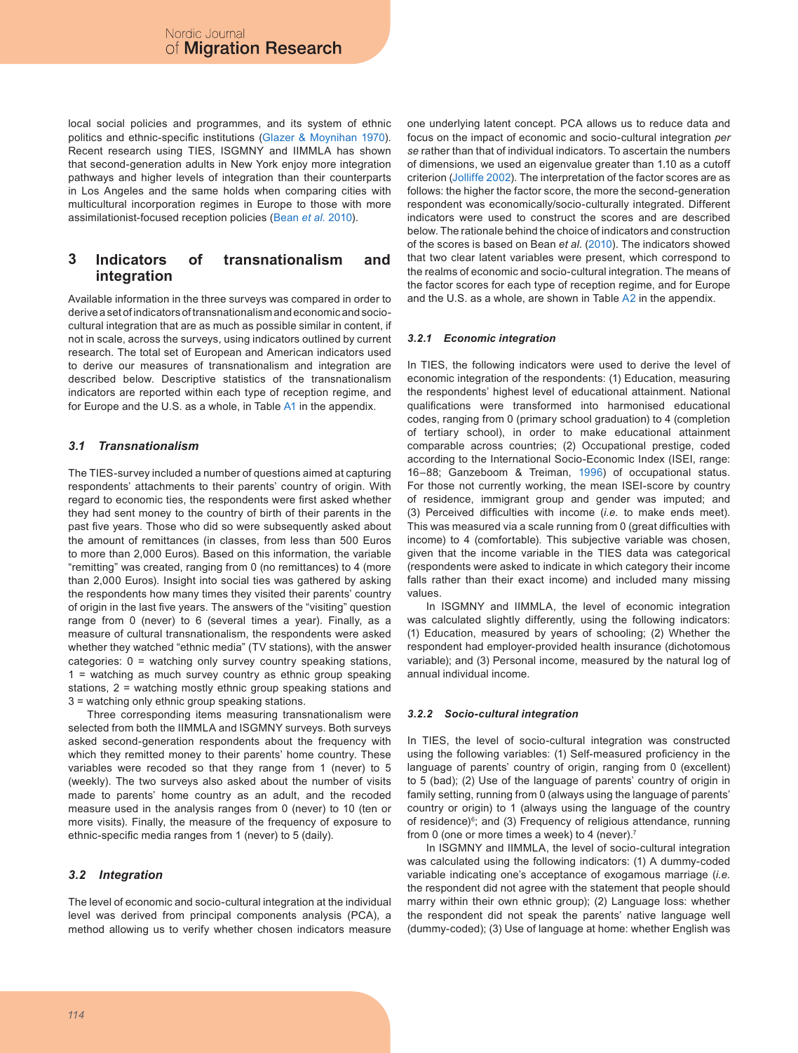local social policies and programmes, and its system of ethnic politics and ethnic-specific institutions (Glazer & Moynihan 1970). Recent research using TIES, ISGMNY and IIMMLA has shown that second-generation adults in New York enjoy more integration pathways and higher levels of integration than their counterparts in Los Angeles and the same holds when comparing cities with multicultural incorporation regimes in Europe to those with more assimilationist-focused reception policies (Bean *et al.* 2010).

## 3 Indicators of transnationalism and integration

Available information in the three surveys was compared in order to derive a set of indicators of transnationalism and economic and socio-cultural integration that are as much as possible similar in content, if not in scale, across the surveys, using indicators outlined by current research. The total set of European and American indicators used to derive our measures of transnationalism and integration are described below. Descriptive statistics of the transnationalism indicators are reported within each type of reception regime, and for Europe and the U.S. as a whole, in Table A1 in the appendix.

### *3.1 Transnationalism*

The TIES-survey included a number of questions aimed at capturing respondents' attachments to their parents' country of origin. With regard to economic ties, the respondents were first asked whether they had sent money to the country of birth of their parents in the past five years. Those who did so were subsequently asked about the amount of remittances (in classes, from less than 500 Euros to more than 2,000 Euros). Based on this information, the variable "remitting" was created, ranging from 0 (no remittances) to 4 (more than 2,000 Euros). Insight into social ties was gathered by asking the respondents how many times they visited their parents' country of origin in the last five years. The answers of the "visiting" question range from 0 (never) to 6 (several times a year). Finally, as a measure of cultural transnationalism, the respondents were asked whether they watched "ethnic media" (TV stations), with the answer categories: 0 = watching only survey country speaking stations, 1 = watching as much survey country as ethnic group speaking stations, 2 = watching mostly ethnic group speaking stations and 3 = watching only ethnic group speaking stations.

Three corresponding items measuring transnationalism were selected from both the IIMMLA and ISGMNY surveys. Both surveys asked second-generation respondents about the frequency with which they remitted money to their parents' home country. These variables were recoded so that they range from 1 (never) to 5 (weekly). The two surveys also asked about the number of visits made to parents' home country as an adult, and the recoded measure used in the analysis ranges from 0 (never) to 10 (ten or more visits). Finally, the measure of the frequency of exposure to ethnic-specific media ranges from 1 (never) to 5 (daily).

### *3.2 Integration*

The level of economic and socio-cultural integration at the individual level was derived from principal components analysis (PCA), a method allowing us to verify whether chosen indicators measure one underlying latent concept. PCA allows us to reduce data and focus on the impact of economic and socio-cultural integration *per se* rather than that of individual indicators. To ascertain the numbers of dimensions, we used an eigenvalue greater than 1.10 as a cutoff criterion (Jolliffe 2002). The interpretation of the factor scores are as follows: the higher the factor score, the more the second-generation respondent was economically/socio-culturally integrated. Different indicators were used to construct the scores and are described below. The rationale behind the choice of indicators and construction of the scores is based on Bean *et al.* (2010). The indicators showed that two clear latent variables were present, which correspond to the realms of economic and socio-cultural integration. The means of the factor scores for each type of reception regime, and for Europe and the U.S. as a whole, are shown in Table A2 in the appendix.

#### *3.2.1 Economic integration*

In TIES, the following indicators were used to derive the level of economic integration of the respondents: (1) Education, measuring the respondents' highest level of educational attainment. National qualifications were transformed into harmonised educational codes, ranging from 0 (primary school graduation) to 4 (completion of tertiary school), in order to make educational attainment comparable across countries; (2) Occupational prestige, coded according to the International Socio-Economic Index (ISEI, range: 16–88; Ganzeboom & Treiman, 1996) of occupational status. For those not currently working, the mean ISEI-score by country of residence, immigrant group and gender was imputed; and (3) Perceived difficulties with income (*i.e.* to make ends meet). This was measured via a scale running from 0 (great difficulties with income) to 4 (comfortable). This subjective variable was chosen, given that the income variable in the TIES data was categorical (respondents were asked to indicate in which category their income falls rather than their exact income) and included many missing values.

In ISGMNY and IIMMLA, the level of economic integration was calculated slightly differently, using the following indicators: (1) Education, measured by years of schooling; (2) Whether the respondent had employer-provided health insurance (dichotomous variable); and (3) Personal income, measured by the natural log of annual individual income.

#### *3.2.2 Socio-cultural integration*

In TIES, the level of socio-cultural integration was constructed using the following variables: (1) Self-measured proficiency in the language of parents' country of origin, ranging from 0 (excellent) to 5 (bad); (2) Use of the language of parents' country of origin in family setting, running from 0 (always using the language of parents' country or origin) to 1 (always using the language of the country of residence)[6]; and (3) Frequency of religious attendance, running from 0 (one or more times a week) to 4 (never).[7]

In ISGMNY and IIMMLA, the level of socio-cultural integration was calculated using the following indicators: (1) A dummy-coded variable indicating one's acceptance of exogamous marriage (*i.e.* the respondent did not agree with the statement that people should marry within their own ethnic group); (2) Language loss: whether the respondent did not speak the parents' native language well (dummy-coded); (3) Use of language at home: whether English was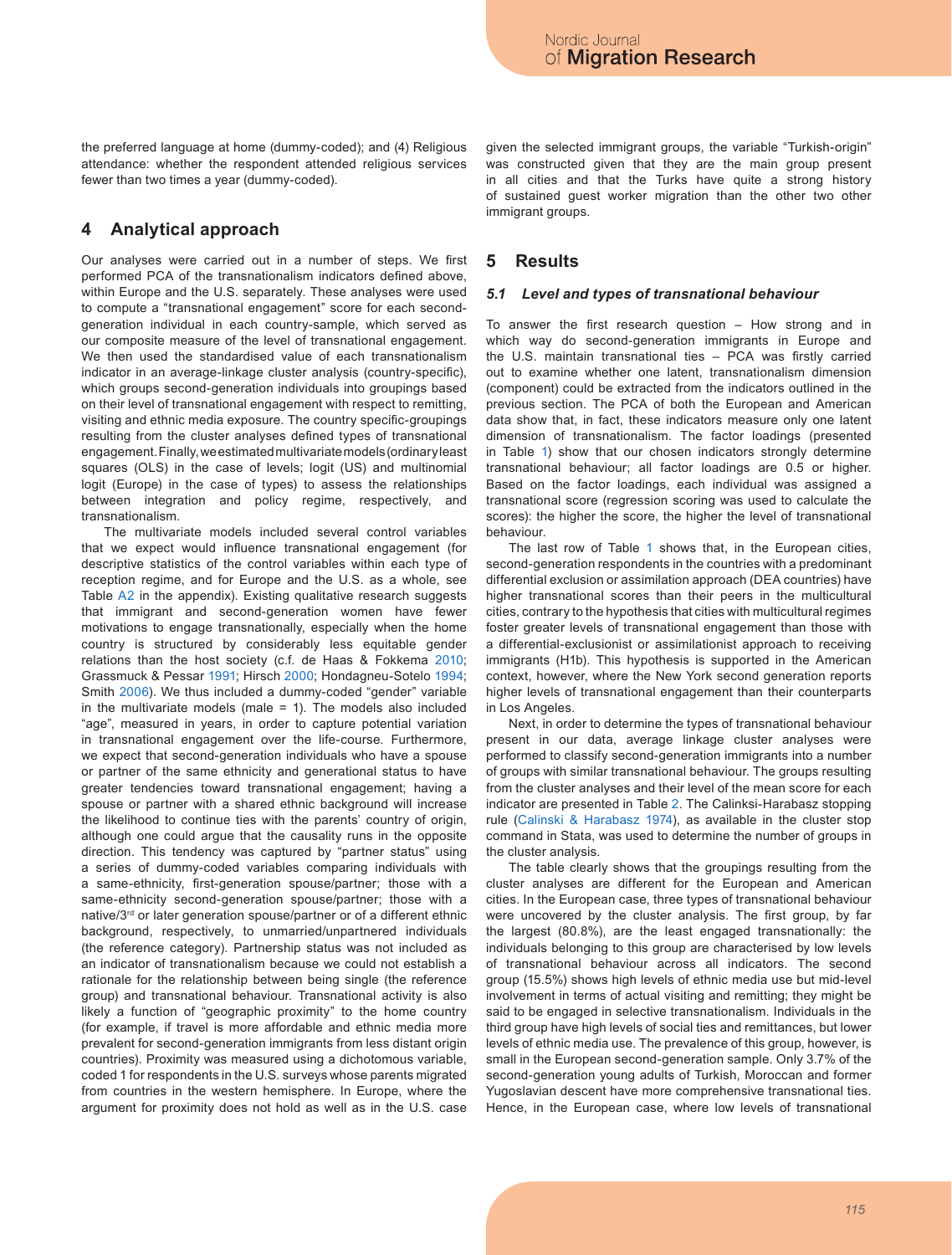the preferred language at home (dummy-coded); and (4) Religious attendance: whether the respondent attended religious services fewer than two times a year (dummy-coded).

## 4 Analytical approach

Our analyses were carried out in a number of steps. We first performed PCA of the transnationalism indicators defined above, within Europe and the U.S. separately. These analyses were used to compute a "transnational engagement" score for each second-generation individual in each country-sample, which served as our composite measure of the level of transnational engagement. We then used the standardised value of each transnationalism indicator in an average-linkage cluster analysis (country-specific), which groups second-generation individuals into groupings based on their level of transnational engagement with respect to remitting, visiting and ethnic media exposure. The country specific-groupings resulting from the cluster analyses defined types of transnational engagement. Finally, we estimated multivariate models (ordinary least squares (OLS) in the case of levels; logit (US) and multinomial logit (Europe) in the case of types) to assess the relationships between integration and policy regime, respectively, and transnationalism.

The multivariate models included several control variables that we expect would influence transnational engagement (for descriptive statistics of the control variables within each type of reception regime, and for Europe and the U.S. as a whole, see Table A2 in the appendix). Existing qualitative research suggests that immigrant and second-generation women have fewer motivations to engage transnationally, especially when the home country is structured by considerably less equitable gender relations than the host society (c.f. de Haas & Fokkema 2010; Grassmuck & Pessar 1991; Hirsch 2000; Hondagneu-Sotelo 1994; Smith 2006). We thus included a dummy-coded "gender" variable in the multivariate models (male = 1). The models also included "age", measured in years, in order to capture potential variation in transnational engagement over the life-course. Furthermore, we expect that second-generation individuals who have a spouse or partner of the same ethnicity and generational status to have greater tendencies toward transnational engagement; having a spouse or partner with a shared ethnic background will increase the likelihood to continue ties with the parents' country of origin, although one could argue that the causality runs in the opposite direction. This tendency was captured by "partner status" using a series of dummy-coded variables comparing individuals with a same-ethnicity, first-generation spouse/partner; those with a same-ethnicity second-generation spouse/partner; those with a native/3rd or later generation spouse/partner or of a different ethnic background, respectively, to unmarried/unpartnered individuals (the reference category). Partnership status was not included as an indicator of transnationalism because we could not establish a rationale for the relationship between being single (the reference group) and transnational behaviour. Transnational activity is also likely a function of "geographic proximity" to the home country (for example, if travel is more affordable and ethnic media more prevalent for second-generation immigrants from less distant origin countries). Proximity was measured using a dichotomous variable, coded 1 for respondents in the U.S. surveys whose parents migrated from countries in the western hemisphere. In Europe, where the argument for proximity does not hold as well as in the U.S. case given the selected immigrant groups, the variable "Turkish-origin" was constructed given that they are the main group present in all cities and that the Turks have quite a strong history of sustained guest worker migration than the other two other immigrant groups.

## 5 Results

### *5.1 Level and types of transnational behaviour*

To answer the first research question – How strong and in which way do second-generation immigrants in Europe and the U.S. maintain transnational ties – PCA was firstly carried out to examine whether one latent, transnationalism dimension (component) could be extracted from the indicators outlined in the previous section. The PCA of both the European and American data show that, in fact, these indicators measure only one latent dimension of transnationalism. The factor loadings (presented in Table 1) show that our chosen indicators strongly determine transnational behaviour; all factor loadings are 0.5 or higher. Based on the factor loadings, each individual was assigned a transnational score (regression scoring was used to calculate the scores): the higher the score, the higher the level of transnational behaviour.

The last row of Table 1 shows that, in the European cities, second-generation respondents in the countries with a predominant differential exclusion or assimilation approach (DEA countries) have higher transnational scores than their peers in the multicultural cities, contrary to the hypothesis that cities with multicultural regimes foster greater levels of transnational engagement than those with a differential-exclusionist or assimilationist approach to receiving immigrants (H1b). This hypothesis is supported in the American context, however, where the New York second generation reports higher levels of transnational engagement than their counterparts in Los Angeles.

Next, in order to determine the types of transnational behaviour present in our data, average linkage cluster analyses were performed to classify second-generation immigrants into a number of groups with similar transnational behaviour. The groups resulting from the cluster analyses and their level of the mean score for each indicator are presented in Table 2. The Calinksi-Harabasz stopping rule (Calinski & Harabasz 1974), as available in the cluster stop command in Stata, was used to determine the number of groups in the cluster analysis.

The table clearly shows that the groupings resulting from the cluster analyses are different for the European and American cities. In the European case, three types of transnational behaviour were uncovered by the cluster analysis. The first group, by far the largest (80.8%), are the least engaged transnationally: the individuals belonging to this group are characterised by low levels of transnational behaviour across all indicators. The second group (15.5%) shows high levels of ethnic media use but mid-level involvement in terms of actual visiting and remitting; they might be said to be engaged in selective transnationalism. Individuals in the third group have high levels of social ties and remittances, but lower levels of ethnic media use. The prevalence of this group, however, is small in the European second-generation sample. Only 3.7% of the second-generation young adults of Turkish, Moroccan and former Yugoslavian descent have more comprehensive transnational ties. Hence, in the European case, where low levels of transnational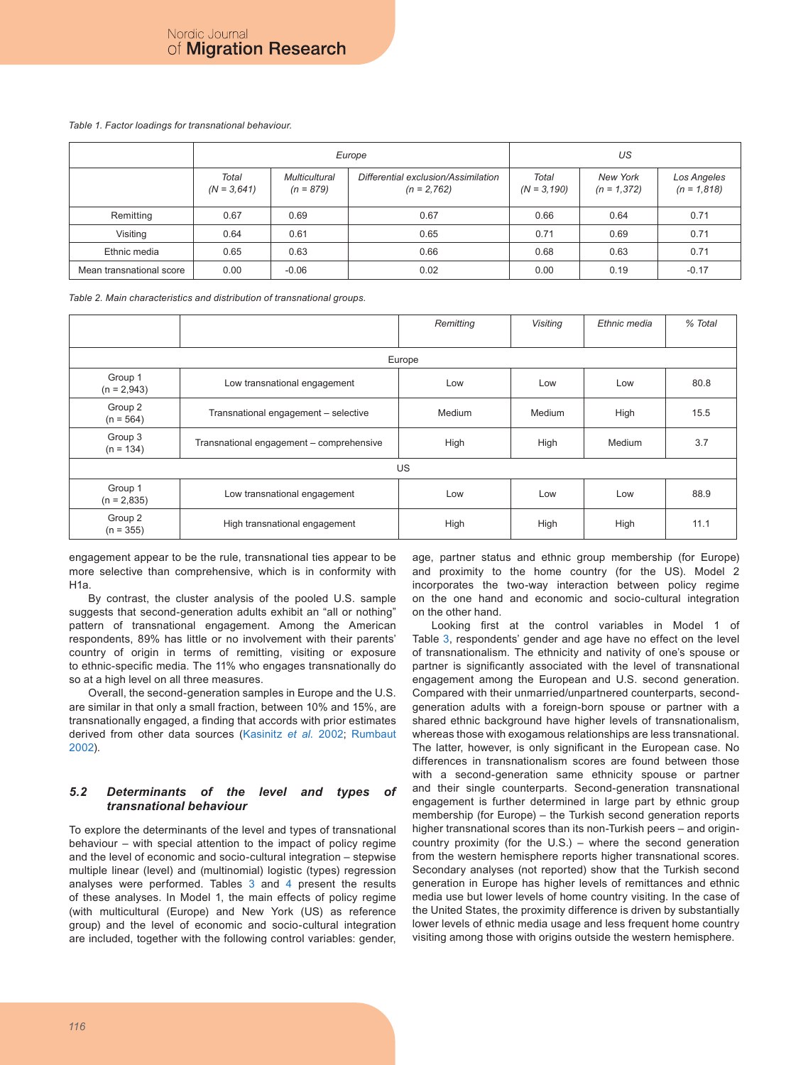*Table 1. Factor loadings for transnational behaviour.*

| | Europe | | | US | | |
|---|---|---|---|---|---|---|
| | Total (N = 3,641) | Multicultural (n = 879) | Differential exclusion/Assimilation (n = 2,762) | Total (N = 3,190) | New York (n = 1,372) | Los Angeles (n = 1,818) |
| Remitting | 0.67 | 0.69 | 0.67 | 0.66 | 0.64 | 0.71 |
| Visiting | 0.64 | 0.61 | 0.65 | 0.71 | 0.69 | 0.71 |
| Ethnic media | 0.65 | 0.63 | 0.66 | 0.68 | 0.63 | 0.71 |
| Mean transnational score | 0.00 | -0.06 | 0.02 | 0.00 | 0.19 | -0.17 |

*Table 2. Main characteristics and distribution of transnational groups.*

| | | Remitting | Visiting | Ethnic media | % Total |
|---|---|---|---|---|---|
| Europe | | | | | |
| Group 1 (n = 2,943) | Low transnational engagement | Low | Low | Low | 80.8 |
| Group 2 (n = 564) | Transnational engagement – selective | Medium | Medium | High | 15.5 |
| Group 3 (n = 134) | Transnational engagement – comprehensive | High | High | Medium | 3.7 |
| US | | | | | |
| Group 1 (n = 2,835) | Low transnational engagement | Low | Low | Low | 88.9 |
| Group 2 (n = 355) | High transnational engagement | High | High | High | 11.1 |

engagement appear to be the rule, transnational ties appear to be more selective than comprehensive, which is in conformity with H1a.

By contrast, the cluster analysis of the pooled U.S. sample suggests that second-generation adults exhibit an "all or nothing" pattern of transnational engagement. Among the American respondents, 89% has little or no involvement with their parents' country of origin in terms of remitting, visiting or exposure to ethnic-specific media. The 11% who engages transnationally do so at a high level on all three measures.

Overall, the second-generation samples in Europe and the U.S. are similar in that only a small fraction, between 10% and 15%, are transnationally engaged, a finding that accords with prior estimates derived from other data sources (Kasinitz *et al.* 2002; Rumbaut 2002).

### 5.2 Determinants of the level and types of transnational behaviour

To explore the determinants of the level and types of transnational behaviour – with special attention to the impact of policy regime and the level of economic and socio-cultural integration – stepwise multiple linear (level) and (multinomial) logistic (types) regression analyses were performed. Tables 3 and 4 present the results of these analyses. In Model 1, the main effects of policy regime (with multicultural (Europe) and New York (US) as reference group) and the level of economic and socio-cultural integration are included, together with the following control variables: gender, age, partner status and ethnic group membership (for Europe) and proximity to the home country (for the US). Model 2 incorporates the two-way interaction between policy regime on the one hand and economic and socio-cultural integration on the other hand.

Looking first at the control variables in Model 1 of Table 3, respondents' gender and age have no effect on the level of transnationalism. The ethnicity and nativity of one's spouse or partner is significantly associated with the level of transnational engagement among the European and U.S. second generation. Compared with their unmarried/unpartnered counterparts, second-generation adults with a foreign-born spouse or partner with a shared ethnic background have higher levels of transnationalism, whereas those with exogamous relationships are less transnational. The latter, however, is only significant in the European case. No differences in transnationalism scores are found between those with a second-generation same ethnicity spouse or partner and their single counterparts. Second-generation transnational engagement is further determined in large part by ethnic group membership (for Europe) – the Turkish second generation reports higher transnational scores than its non-Turkish peers – and origin-country proximity (for the U.S.) – where the second generation from the western hemisphere reports higher transnational scores. Secondary analyses (not reported) show that the Turkish second generation in Europe has higher levels of remittances and ethnic media use but lower levels of home country visiting. In the case of the United States, the proximity difference is driven by substantially lower levels of ethnic media usage and less frequent home country visiting among those with origins outside the western hemisphere.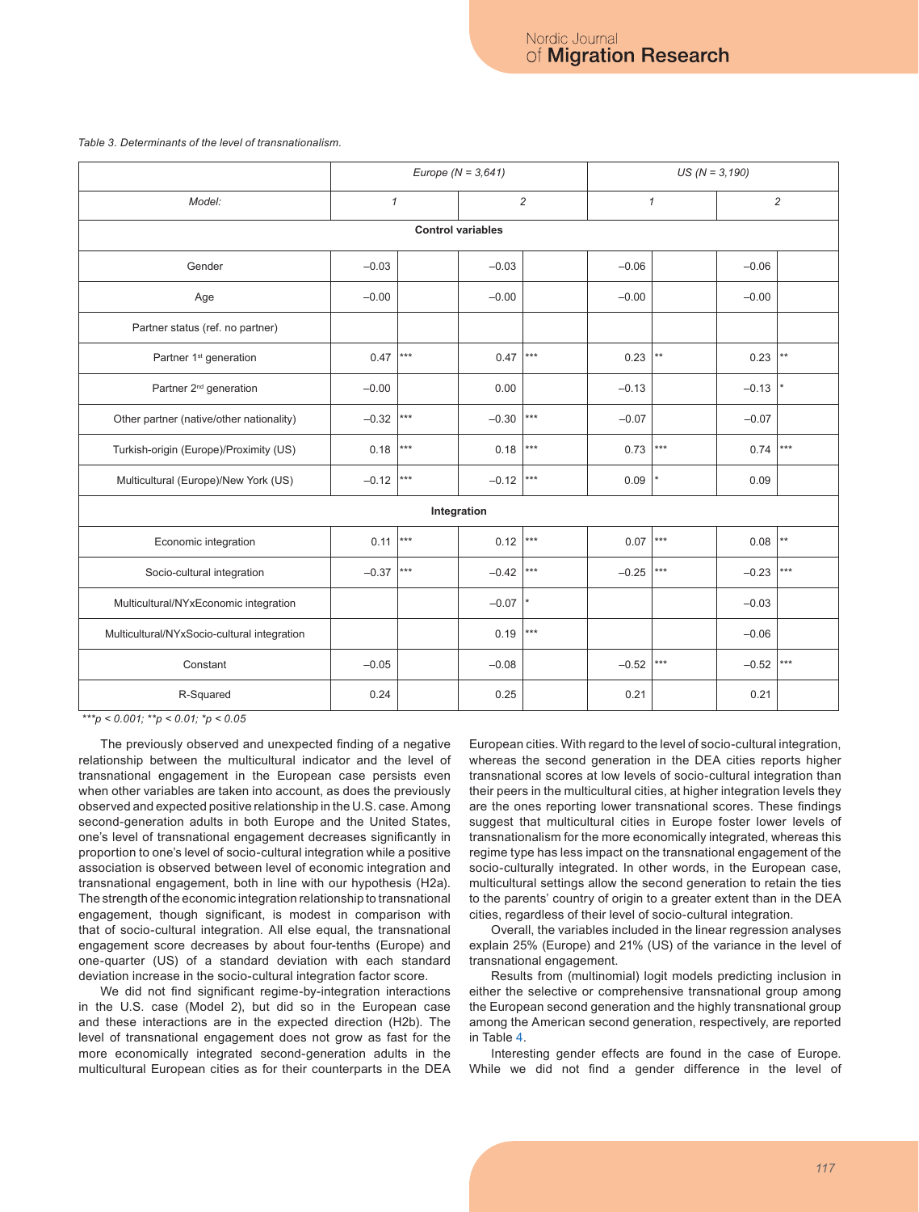*Table 3. Determinants of the level of transnationalism.*

| | Europe (N = 3,641) | | | | US (N = 3,190) | | | |
|---|---|---|---|---|---|---|---|---|
| Model: | 1 | | 2 | | 1 | | 2 | |
| **Control variables** | | | | | | | | |
| Gender | −0.03 | | −0.03 | | −0.06 | | −0.06 | |
| Age | −0.00 | | −0.00 | | −0.00 | | −0.00 | |
| Partner status (ref. no partner) | | | | | | | | |
| Partner 1st generation | 0.47 | *** | 0.47 | *** | 0.23 | ** | 0.23 | ** |
| Partner 2nd generation | −0.00 | | 0.00 | | −0.13 | | −0.13 | * |
| Other partner (native/other nationality) | −0.32 | *** | −0.30 | *** | −0.07 | | −0.07 | |
| Turkish-origin (Europe)/Proximity (US) | 0.18 | *** | 0.18 | *** | 0.73 | *** | 0.74 | *** |
| Multicultural (Europe)/New York (US) | −0.12 | *** | −0.12 | *** | 0.09 | * | 0.09 | |
| **Integration** | | | | | | | | |
| Economic integration | 0.11 | *** | 0.12 | *** | 0.07 | *** | 0.08 | ** |
| Socio-cultural integration | −0.37 | *** | −0.42 | *** | −0.25 | *** | −0.23 | *** |
| Multicultural/NYxEconomic integration | | | −0.07 | * | | | −0.03 | |
| Multicultural/NYxSocio-cultural integration | | | 0.19 | *** | | | −0.06 | |
| Constant | −0.05 | | −0.08 | | −0.52 | *** | −0.52 | *** |
| R-Squared | 0.24 | | 0.25 | | 0.21 | | 0.21 | |

*\*\*\*p < 0.001; \*\*p < 0.01; \*p < 0.05*

The previously observed and unexpected finding of a negative relationship between the multicultural indicator and the level of transnational engagement in the European case persists even when other variables are taken into account, as does the previously observed and expected positive relationship in the U.S. case. Among second-generation adults in both Europe and the United States, one's level of transnational engagement decreases significantly in proportion to one's level of socio-cultural integration while a positive association is observed between level of economic integration and transnational engagement, both in line with our hypothesis (H2a). The strength of the economic integration relationship to transnational engagement, though significant, is modest in comparison with that of socio-cultural integration. All else equal, the transnational engagement score decreases by about four-tenths (Europe) and one-quarter (US) of a standard deviation with each standard deviation increase in the socio-cultural integration factor score.

We did not find significant regime-by-integration interactions in the U.S. case (Model 2), but did so in the European case and these interactions are in the expected direction (H2b). The level of transnational engagement does not grow as fast for the more economically integrated second-generation adults in the multicultural European cities as for their counterparts in the DEA European cities. With regard to the level of socio-cultural integration, whereas the second generation in the DEA cities reports higher transnational scores at low levels of socio-cultural integration than their peers in the multicultural cities, at higher integration levels they are the ones reporting lower transnational scores. These findings suggest that multicultural cities in Europe foster lower levels of transnationalism for the more economically integrated, whereas this regime type has less impact on the transnational engagement of the socio-culturally integrated. In other words, in the European case, multicultural settings allow the second generation to retain the ties to the parents' country of origin to a greater extent than in the DEA cities, regardless of their level of socio-cultural integration.

Overall, the variables included in the linear regression analyses explain 25% (Europe) and 21% (US) of the variance in the level of transnational engagement.

Results from (multinomial) logit models predicting inclusion in either the selective or comprehensive transnational group among the European second generation and the highly transnational group among the American second generation, respectively, are reported in Table 4.

Interesting gender effects are found in the case of Europe. While we did not find a gender difference in the level of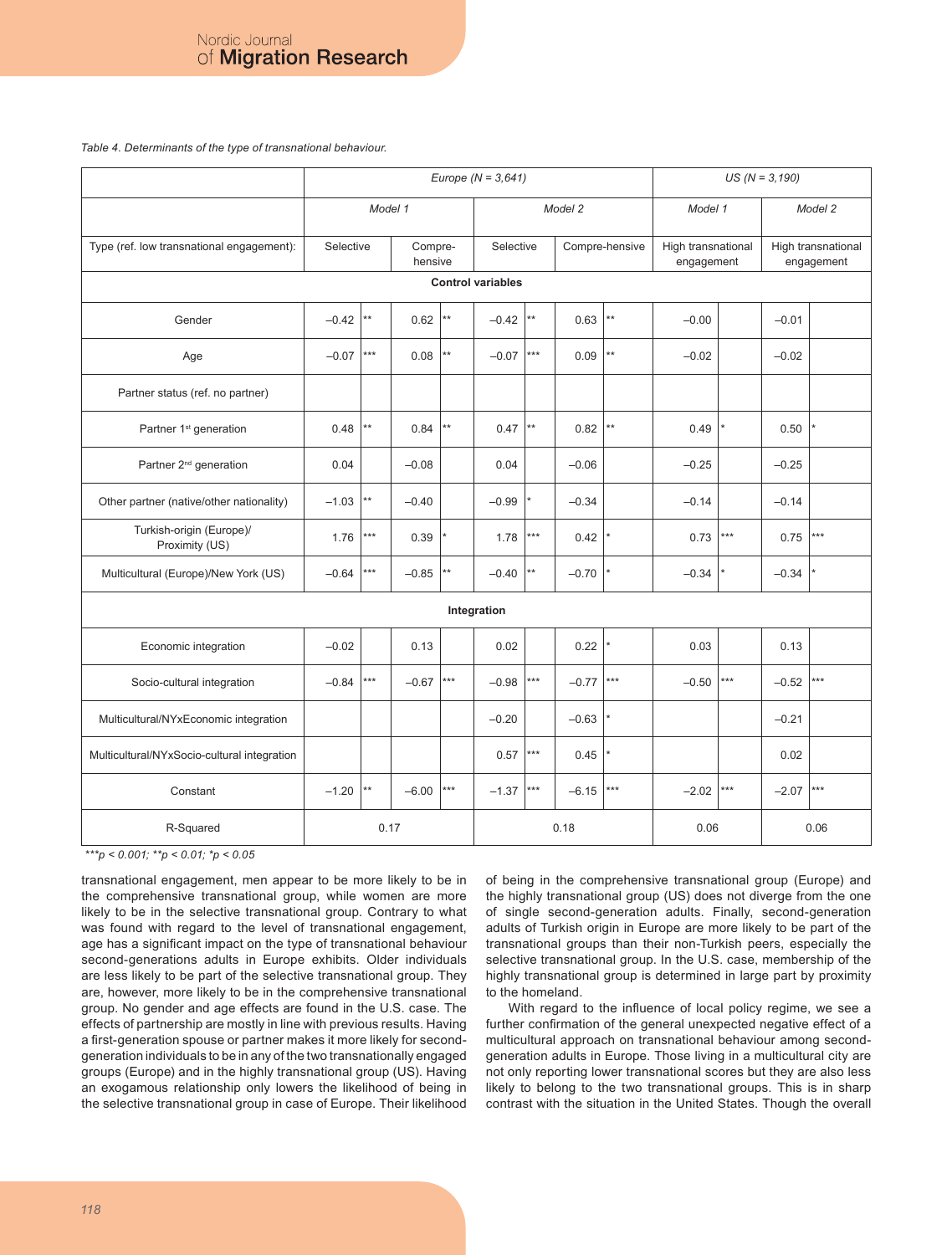*Table 4. Determinants of the type of transnational behaviour.*

| | Europe (N = 3,641) | | | | | | | | US (N = 3,190) | | | |
|---|---|---|---|---|---|---|---|---|---|---|---|---|
| | Model 1 | | | | Model 2 | | | | Model 1 | | Model 2 | |
| Type (ref. low transnational engagement): | Selective | | Compre-hensive | | Selective | | Compre-hensive | | High transnational engagement | | High transnational engagement | |
| **Control variables** | | | | | | | | | | | | |
| Gender | –0.42 | ** | 0.62 | ** | –0.42 | ** | 0.63 | ** | –0.00 | | –0.01 | |
| Age | –0.07 | *** | 0.08 | ** | –0.07 | *** | 0.09 | ** | –0.02 | | –0.02 | |
| Partner status (ref. no partner) | | | | | | | | | | | | |
| Partner 1st generation | 0.48 | ** | 0.84 | ** | 0.47 | ** | 0.82 | ** | 0.49 | * | 0.50 | * |
| Partner 2nd generation | 0.04 | | –0.08 | | 0.04 | | –0.06 | | –0.25 | | –0.25 | |
| Other partner (native/other nationality) | –1.03 | ** | –0.40 | | –0.99 | * | –0.34 | | –0.14 | | –0.14 | |
| Turkish-origin (Europe)/ Proximity (US) | 1.76 | *** | 0.39 | * | 1.78 | *** | 0.42 | * | 0.73 | *** | 0.75 | *** |
| Multicultural (Europe)/New York (US) | –0.64 | *** | –0.85 | ** | –0.40 | ** | –0.70 | * | –0.34 | * | –0.34 | * |
| **Integration** | | | | | | | | | | | | |
| Economic integration | –0.02 | | 0.13 | | 0.02 | | 0.22 | * | 0.03 | | 0.13 | |
| Socio-cultural integration | –0.84 | *** | –0.67 | *** | –0.98 | *** | –0.77 | *** | –0.50 | *** | –0.52 | *** |
| Multicultural/NYxEconomic integration | | | | | –0.20 | | –0.63 | * | | | –0.21 | |
| Multicultural/NYxSocio-cultural integration | | | | | 0.57 | *** | 0.45 | * | | | 0.02 | |
| Constant | –1.20 | ** | –6.00 | *** | –1.37 | *** | –6.15 | *** | –2.02 | *** | –2.07 | *** |
| R-Squared | 0.17 | | | | 0.18 | | | | 0.06 | | 0.06 | |

****p < 0.001; **p < 0.01; *p < 0.05*

transnational engagement, men appear to be more likely to be in the comprehensive transnational group, while women are more likely to be in the selective transnational group. Contrary to what was found with regard to the level of transnational engagement, age has a significant impact on the type of transnational behaviour second-generations adults in Europe exhibits. Older individuals are less likely to be part of the selective transnational group. They are, however, more likely to be in the comprehensive transnational group. No gender and age effects are found in the U.S. case. The effects of partnership are mostly in line with previous results. Having a first-generation spouse or partner makes it more likely for second-generation individuals to be in any of the two transnationally engaged groups (Europe) and in the highly transnational group (US). Having an exogamous relationship only lowers the likelihood of being in the selective transnational group in case of Europe. Their likelihood of being in the comprehensive transnational group (Europe) and the highly transnational group (US) does not diverge from the one of single second-generation adults. Finally, second-generation adults of Turkish origin in Europe are more likely to be part of the transnational groups than their non-Turkish peers, especially the selective transnational group. In the U.S. case, membership of the highly transnational group is determined in large part by proximity to the homeland.

With regard to the influence of local policy regime, we see a further confirmation of the general unexpected negative effect of a multicultural approach on transnational behaviour among second-generation adults in Europe. Those living in a multicultural city are not only reporting lower transnational scores but they are also less likely to belong to the two transnational groups. This is in sharp contrast with the situation in the United States. Though the overall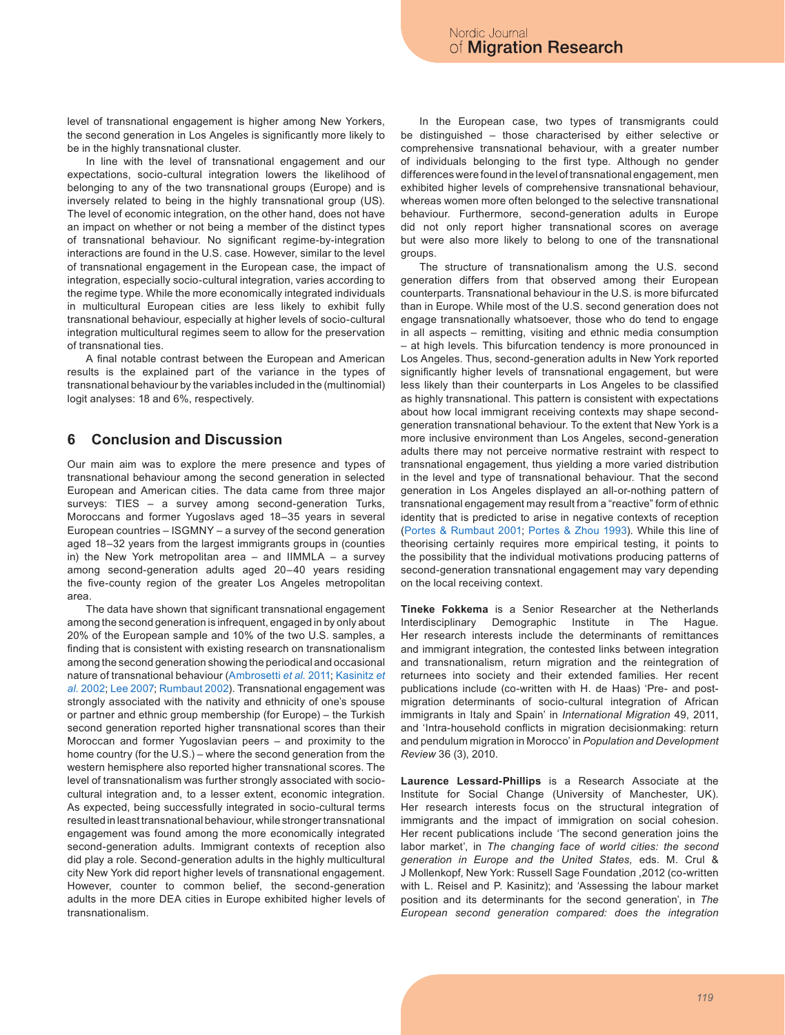level of transnational engagement is higher among New Yorkers, the second generation in Los Angeles is significantly more likely to be in the highly transnational cluster.

In line with the level of transnational engagement and our expectations, socio-cultural integration lowers the likelihood of belonging to any of the two transnational groups (Europe) and is inversely related to being in the highly transnational group (US). The level of economic integration, on the other hand, does not have an impact on whether or not being a member of the distinct types of transnational behaviour. No significant regime-by-integration interactions are found in the U.S. case. However, similar to the level of transnational engagement in the European case, the impact of integration, especially socio-cultural integration, varies according to the regime type. While the more economically integrated individuals in multicultural European cities are less likely to exhibit fully transnational behaviour, especially at higher levels of socio-cultural integration multicultural regimes seem to allow for the preservation of transnational ties.

A final notable contrast between the European and American results is the explained part of the variance in the types of transnational behaviour by the variables included in the (multinomial) logit analyses: 18 and 6%, respectively.

## 6 Conclusion and Discussion

Our main aim was to explore the mere presence and types of transnational behaviour among the second generation in selected European and American cities. The data came from three major surveys: TIES – a survey among second-generation Turks, Moroccans and former Yugoslavs aged 18–35 years in several European countries – ISGMNY – a survey of the second generation aged 18–32 years from the largest immigrants groups in (counties in) the New York metropolitan area – and IIMMLA – a survey among second-generation adults aged 20–40 years residing the five-county region of the greater Los Angeles metropolitan area.

The data have shown that significant transnational engagement among the second generation is infrequent, engaged in by only about 20% of the European sample and 10% of the two U.S. samples, a finding that is consistent with existing research on transnationalism among the second generation showing the periodical and occasional nature of transnational behaviour (Ambrosetti *et al.* 2011; Kasinitz *et al.* 2002; Lee 2007; Rumbaut 2002). Transnational engagement was strongly associated with the nativity and ethnicity of one's spouse or partner and ethnic group membership (for Europe) – the Turkish second generation reported higher transnational scores than their Moroccan and former Yugoslavian peers – and proximity to the home country (for the U.S.) – where the second generation from the western hemisphere also reported higher transnational scores. The level of transnationalism was further strongly associated with socio-cultural integration and, to a lesser extent, economic integration. As expected, being successfully integrated in socio-cultural terms resulted in least transnational behaviour, while stronger transnational engagement was found among the more economically integrated second-generation adults. Immigrant contexts of reception also did play a role. Second-generation adults in the highly multicultural city New York did report higher levels of transnational engagement. However, counter to common belief, the second-generation adults in the more DEA cities in Europe exhibited higher levels of transnationalism.

In the European case, two types of transmigrants could be distinguished – those characterised by either selective or comprehensive transnational behaviour, with a greater number of individuals belonging to the first type. Although no gender differences were found in the level of transnational engagement, men exhibited higher levels of comprehensive transnational behaviour, whereas women more often belonged to the selective transnational behaviour. Furthermore, second-generation adults in Europe did not only report higher transnational scores on average but were also more likely to belong to one of the transnational groups.

The structure of transnationalism among the U.S. second generation differs from that observed among their European counterparts. Transnational behaviour in the U.S. is more bifurcated than in Europe. While most of the U.S. second generation does not engage transnationally whatsoever, those who do tend to engage in all aspects – remitting, visiting and ethnic media consumption – at high levels. This bifurcation tendency is more pronounced in Los Angeles. Thus, second-generation adults in New York reported significantly higher levels of transnational engagement, but were less likely than their counterparts in Los Angeles to be classified as highly transnational. This pattern is consistent with expectations about how local immigrant receiving contexts may shape second-generation transnational behaviour. To the extent that New York is a more inclusive environment than Los Angeles, second-generation adults there may not perceive normative restraint with respect to transnational engagement, thus yielding a more varied distribution in the level and type of transnational behaviour. That the second generation in Los Angeles displayed an all-or-nothing pattern of transnational engagement may result from a "reactive" form of ethnic identity that is predicted to arise in negative contexts of reception (Portes & Rumbaut 2001; Portes & Zhou 1993). While this line of theorising certainly requires more empirical testing, it points to the possibility that the individual motivations producing patterns of second-generation transnational engagement may vary depending on the local receiving context.

**Tineke Fokkema** is a Senior Researcher at the Netherlands Interdisciplinary Demographic Institute in The Hague. Her research interests include the determinants of remittances and immigrant integration, the contested links between integration and transnationalism, return migration and the reintegration of returnees into society and their extended families. Her recent publications include (co-written with H. de Haas) 'Pre- and post-migration determinants of socio-cultural integration of African immigrants in Italy and Spain' in *International Migration* 49, 2011, and 'Intra-household conflicts in migration decisionmaking: return and pendulum migration in Morocco' in *Population and Development Review* 36 (3), 2010.

**Laurence Lessard-Phillips** is a Research Associate at the Institute for Social Change (University of Manchester, UK). Her research interests focus on the structural integration of immigrants and the impact of immigration on social cohesion. Her recent publications include 'The second generation joins the labor market', in *The changing face of world cities: the second generation in Europe and the United States,* eds. M. Crul & J Mollenkopf, New York: Russell Sage Foundation ,2012 (co-written with L. Reisel and P. Kasinitz); and 'Assessing the labour market position and its determinants for the second generation', in *The European second generation compared: does the integration*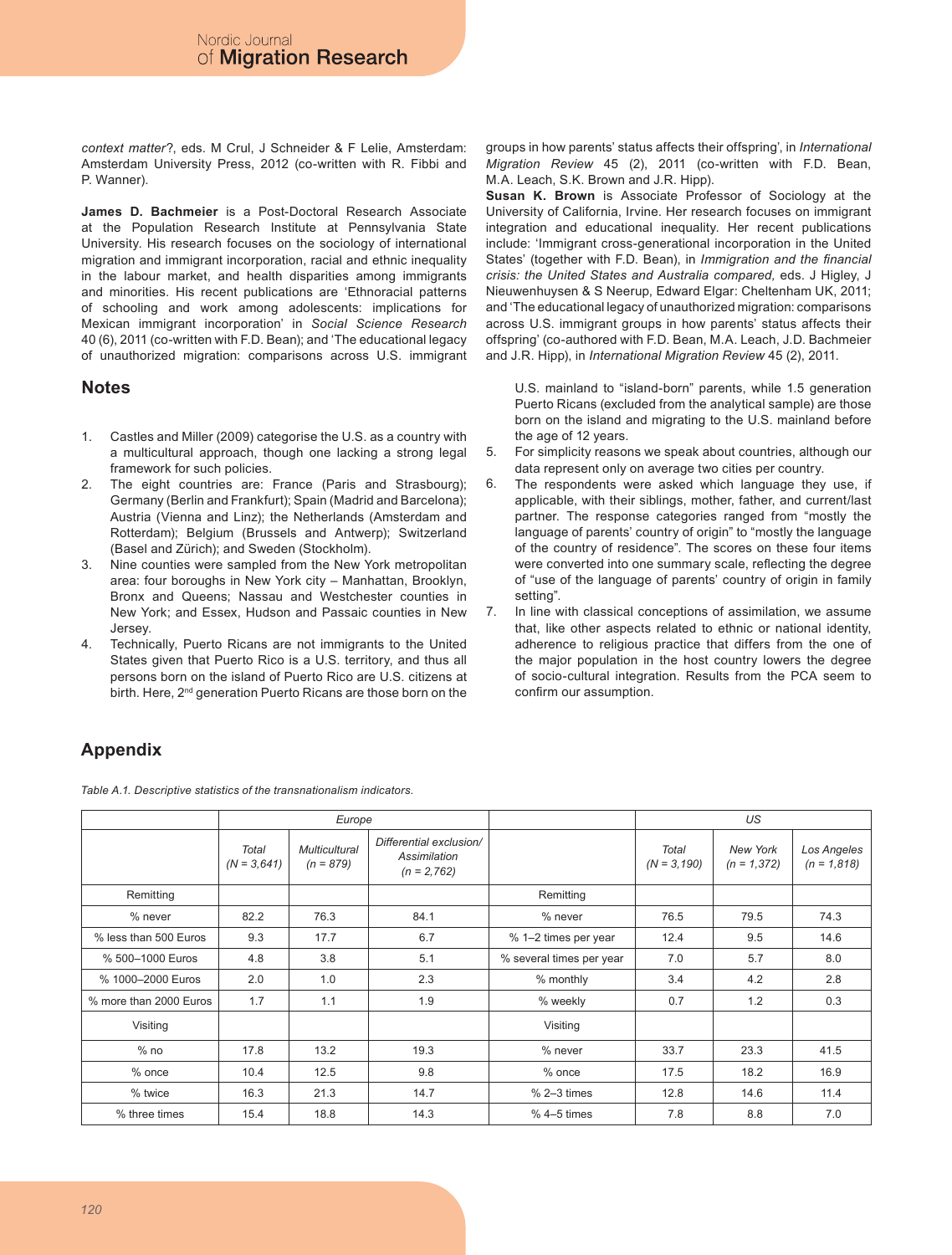*context matter*?, eds. M Crul, J Schneider & F Lelie, Amsterdam: Amsterdam University Press, 2012 (co-written with R. Fibbi and P. Wanner).

**James D. Bachmeier** is a Post-Doctoral Research Associate at the Population Research Institute at Pennsylvania State University. His research focuses on the sociology of international migration and immigrant incorporation, racial and ethnic inequality in the labour market, and health disparities among immigrants and minorities. His recent publications are 'Ethnoracial patterns of schooling and work among adolescents: implications for Mexican immigrant incorporation' in *Social Science Research* 40 (6), 2011 (co-written with F.D. Bean); and 'The educational legacy of unauthorized migration: comparisons across U.S. immigrant groups in how parents' status affects their offspring', in *International Migration Review* 45 (2), 2011 (co-written with F.D. Bean, M.A. Leach, S.K. Brown and J.R. Hipp).

**Susan K. Brown** is Associate Professor of Sociology at the University of California, Irvine. Her research focuses on immigrant integration and educational inequality. Her recent publications include: 'Immigrant cross-generational incorporation in the United States' (together with F.D. Bean), in *Immigration and the financial crisis: the United States and Australia compared*, eds. J Higley, J Nieuwenhuysen & S Neerup, Edward Elgar: Cheltenham UK, 2011; and 'The educational legacy of unauthorized migration: comparisons across U.S. immigrant groups in how parents' status affects their offspring' (co-authored with F.D. Bean, M.A. Leach, J.D. Bachmeier and J.R. Hipp), in *International Migration Review* 45 (2), 2011.

## Notes

1. Castles and Miller (2009) categorise the U.S. as a country with a multicultural approach, though one lacking a strong legal framework for such policies.
2. The eight countries are: France (Paris and Strasbourg); Germany (Berlin and Frankfurt); Spain (Madrid and Barcelona); Austria (Vienna and Linz); the Netherlands (Amsterdam and Rotterdam); Belgium (Brussels and Antwerp); Switzerland (Basel and Zürich); and Sweden (Stockholm).
3. Nine counties were sampled from the New York metropolitan area: four boroughs in New York city – Manhattan, Brooklyn, Bronx and Queens; Nassau and Westchester counties in New York; and Essex, Hudson and Passaic counties in New Jersey.
4. Technically, Puerto Ricans are not immigrants to the United States given that Puerto Rico is a U.S. territory, and thus all persons born on the island of Puerto Rico are U.S. citizens at birth. Here, 2nd generation Puerto Ricans are those born on the U.S. mainland to "island-born" parents, while 1.5 generation Puerto Ricans (excluded from the analytical sample) are those born on the island and migrating to the U.S. mainland before the age of 12 years.
5. For simplicity reasons we speak about countries, although our data represent only on average two cities per country.
6. The respondents were asked which language they use, if applicable, with their siblings, mother, father, and current/last partner. The response categories ranged from "mostly the language of parents' country of origin" to "mostly the language of the country of residence". The scores on these four items were converted into one summary scale, reflecting the degree of "use of the language of parents' country of origin in family setting".
7. In line with classical conceptions of assimilation, we assume that, like other aspects related to ethnic or national identity, adherence to religious practice that differs from the one of the major population in the host country lowers the degree of socio-cultural integration. Results from the PCA seem to confirm our assumption.

## Appendix

*Table A.1. Descriptive statistics of the transnationalism indicators.*

| | *Europe* | | | | *US* | | |
|---|---|---|---|---|---|---|---|
| | *Total (N = 3,641)* | *Multicultural (n = 879)* | *Differential exclusion/ Assimilation (n = 2,762)* | | *Total (N = 3,190)* | *New York (n = 1,372)* | *Los Angeles (n = 1,818)* |
| Remitting | | | | Remitting | | | |
| % never | 82.2 | 76.3 | 84.1 | % never | 76.5 | 79.5 | 74.3 |
| % less than 500 Euros | 9.3 | 17.7 | 6.7 | % 1–2 times per year | 12.4 | 9.5 | 14.6 |
| % 500–1000 Euros | 4.8 | 3.8 | 5.1 | % several times per year | 7.0 | 5.7 | 8.0 |
| % 1000–2000 Euros | 2.0 | 1.0 | 2.3 | % monthly | 3.4 | 4.2 | 2.8 |
| % more than 2000 Euros | 1.7 | 1.1 | 1.9 | % weekly | 0.7 | 1.2 | 0.3 |
| Visiting | | | | Visiting | | | |
| % no | 17.8 | 13.2 | 19.3 | % never | 33.7 | 23.3 | 41.5 |
| % once | 10.4 | 12.5 | 9.8 | % once | 17.5 | 18.2 | 16.9 |
| % twice | 16.3 | 21.3 | 14.7 | % 2–3 times | 12.8 | 14.6 | 11.4 |
| % three times | 15.4 | 18.8 | 14.3 | % 4–5 times | 7.8 | 8.8 | 7.0 |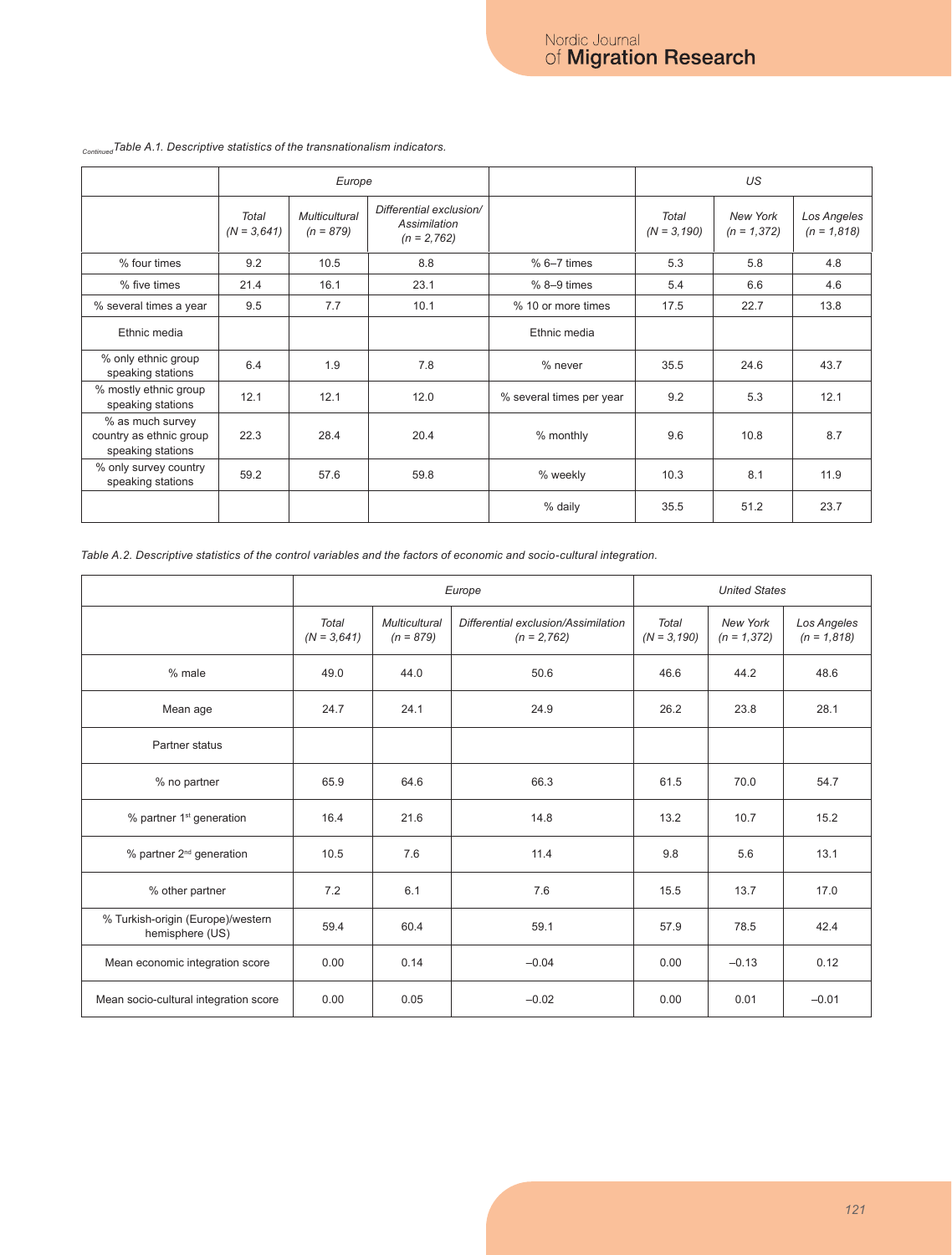*Continued Table A.1. Descriptive statistics of the transnationalism indicators.*

| | *Europe* | | | | *US* | | |
|---|---|---|---|---|---|---|---|
| | *Total (N = 3,641)* | *Multicultural (n = 879)* | *Differential exclusion/ Assimilation (n = 2,762)* | | *Total (N = 3,190)* | *New York (n = 1,372)* | *Los Angeles (n = 1,818)* |
| % four times | 9.2 | 10.5 | 8.8 | % 6–7 times | 5.3 | 5.8 | 4.8 |
| % five times | 21.4 | 16.1 | 23.1 | % 8–9 times | 5.4 | 6.6 | 4.6 |
| % several times a year | 9.5 | 7.7 | 10.1 | % 10 or more times | 17.5 | 22.7 | 13.8 |
| Ethnic media | | | | Ethnic media | | | |
| % only ethnic group speaking stations | 6.4 | 1.9 | 7.8 | % never | 35.5 | 24.6 | 43.7 |
| % mostly ethnic group speaking stations | 12.1 | 12.1 | 12.0 | % several times per year | 9.2 | 5.3 | 12.1 |
| % as much survey country as ethnic group speaking stations | 22.3 | 28.4 | 20.4 | % monthly | 9.6 | 10.8 | 8.7 |
| % only survey country speaking stations | 59.2 | 57.6 | 59.8 | % weekly | 10.3 | 8.1 | 11.9 |
| | | | | % daily | 35.5 | 51.2 | 23.7 |

*Table A.2. Descriptive statistics of the control variables and the factors of economic and socio-cultural integration.*

| | *Europe* | | | *United States* | | |
|---|---|---|---|---|---|---|
| | *Total (N = 3,641)* | *Multicultural (n = 879)* | *Differential exclusion/Assimilation (n = 2,762)* | *Total (N = 3,190)* | *New York (n = 1,372)* | *Los Angeles (n = 1,818)* |
| % male | 49.0 | 44.0 | 50.6 | 46.6 | 44.2 | 48.6 |
| Mean age | 24.7 | 24.1 | 24.9 | 26.2 | 23.8 | 28.1 |
| Partner status | | | | | | |
| % no partner | 65.9 | 64.6 | 66.3 | 61.5 | 70.0 | 54.7 |
| % partner 1st generation | 16.4 | 21.6 | 14.8 | 13.2 | 10.7 | 15.2 |
| % partner 2nd generation | 10.5 | 7.6 | 11.4 | 9.8 | 5.6 | 13.1 |
| % other partner | 7.2 | 6.1 | 7.6 | 15.5 | 13.7 | 17.0 |
| % Turkish-origin (Europe)/western hemisphere (US) | 59.4 | 60.4 | 59.1 | 57.9 | 78.5 | 42.4 |
| Mean economic integration score | 0.00 | 0.14 | −0.04 | 0.00 | −0.13 | 0.12 |
| Mean socio-cultural integration score | 0.00 | 0.05 | −0.02 | 0.00 | 0.01 | −0.01 |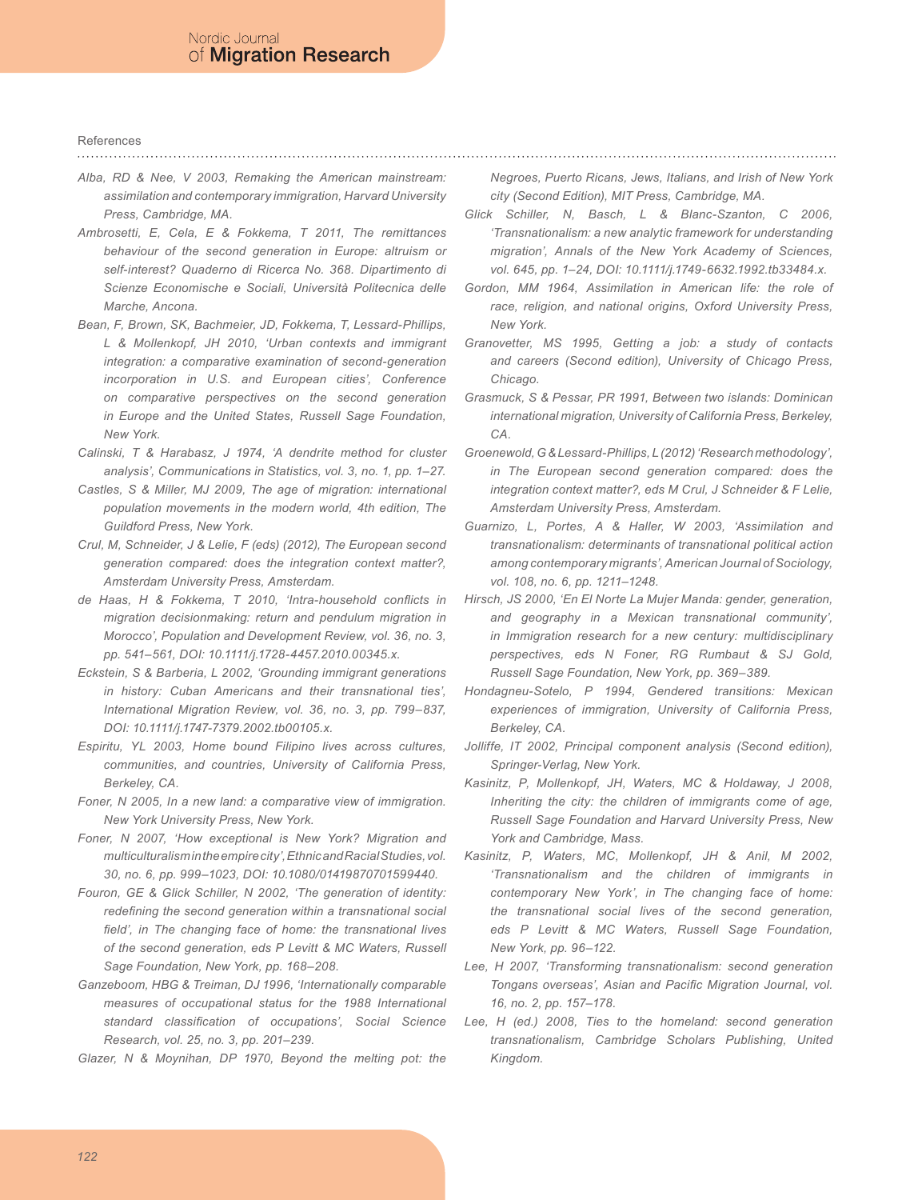References

*Alba, RD & Nee, V 2003, Remaking the American mainstream: assimilation and contemporary immigration, Harvard University Press, Cambridge, MA.*

*Ambrosetti, E, Cela, E & Fokkema, T 2011, The remittances behaviour of the second generation in Europe: altruism or self-interest? Quaderno di Ricerca No. 368. Dipartimento di Scienze Economische e Sociali, Università Politecnica delle Marche, Ancona.*

*Bean, F, Brown, SK, Bachmeier, JD, Fokkema, T, Lessard-Phillips, L & Mollenkopf, JH 2010, 'Urban contexts and immigrant integration: a comparative examination of second-generation incorporation in U.S. and European cities', Conference on comparative perspectives on the second generation in Europe and the United States, Russell Sage Foundation, New York.*

*Calinski, T & Harabasz, J 1974, 'A dendrite method for cluster analysis', Communications in Statistics, vol. 3, no. 1, pp. 1–27.*

*Castles, S & Miller, MJ 2009, The age of migration: international population movements in the modern world, 4th edition, The Guildford Press, New York.*

*Crul, M, Schneider, J & Lelie, F (eds) (2012), The European second generation compared: does the integration context matter?, Amsterdam University Press, Amsterdam.*

*de Haas, H & Fokkema, T 2010, 'Intra-household conflicts in migration decisionmaking: return and pendulum migration in Morocco', Population and Development Review, vol. 36, no. 3, pp. 541–561, DOI: 10.1111/j.1728-4457.2010.00345.x.*

*Eckstein, S & Barberia, L 2002, 'Grounding immigrant generations in history: Cuban Americans and their transnational ties', International Migration Review, vol. 36, no. 3, pp. 799–837, DOI: 10.1111/j.1747-7379.2002.tb00105.x.*

*Espiritu, YL 2003, Home bound Filipino lives across cultures, communities, and countries, University of California Press, Berkeley, CA.*

*Foner, N 2005, In a new land: a comparative view of immigration. New York University Press, New York.*

*Foner, N 2007, 'How exceptional is New York? Migration and multiculturalism in the empire city', Ethnic and Racial Studies, vol. 30, no. 6, pp. 999–1023, DOI: 10.1080/01419870701599440.*

*Fouron, GE & Glick Schiller, N 2002, 'The generation of identity: redefining the second generation within a transnational social field', in The changing face of home: the transnational lives of the second generation, eds P Levitt & MC Waters, Russell Sage Foundation, New York, pp. 168–208.*

*Ganzeboom, HBG & Treiman, DJ 1996, 'Internationally comparable measures of occupational status for the 1988 International standard classification of occupations', Social Science Research, vol. 25, no. 3, pp. 201–239.*

*Glazer, N & Moynihan, DP 1970, Beyond the melting pot: the Negroes, Puerto Ricans, Jews, Italians, and Irish of New York city (Second Edition), MIT Press, Cambridge, MA.*

*Glick Schiller, N, Basch, L & Blanc-Szanton, C 2006, 'Transnationalism: a new analytic framework for understanding migration', Annals of the New York Academy of Sciences, vol. 645, pp. 1–24, DOI: 10.1111/j.1749-6632.1992.tb33484.x.*

*Gordon, MM 1964, Assimilation in American life: the role of race, religion, and national origins, Oxford University Press, New York.*

*Granovetter, MS 1995, Getting a job: a study of contacts and careers (Second edition), University of Chicago Press, Chicago.*

*Grasmuck, S & Pessar, PR 1991, Between two islands: Dominican international migration, University of California Press, Berkeley, CA.*

*Groenewold, G & Lessard-Phillips, L (2012) 'Research methodology', in The European second generation compared: does the integration context matter?, eds M Crul, J Schneider & F Lelie, Amsterdam University Press, Amsterdam.*

*Guarnizo, L, Portes, A & Haller, W 2003, 'Assimilation and transnationalism: determinants of transnational political action among contemporary migrants', American Journal of Sociology, vol. 108, no. 6, pp. 1211–1248.*

*Hirsch, JS 2000, 'En El Norte La Mujer Manda: gender, generation, and geography in a Mexican transnational community', in Immigration research for a new century: multidisciplinary perspectives, eds N Foner, RG Rumbaut & SJ Gold, Russell Sage Foundation, New York, pp. 369–389.*

*Hondagneu-Sotelo, P 1994, Gendered transitions: Mexican experiences of immigration, University of California Press, Berkeley, CA.*

*Jolliffe, IT 2002, Principal component analysis (Second edition), Springer-Verlag, New York.*

*Kasinitz, P, Mollenkopf, JH, Waters, MC & Holdaway, J 2008, Inheriting the city: the children of immigrants come of age, Russell Sage Foundation and Harvard University Press, New York and Cambridge, Mass.*

*Kasinitz, P, Waters, MC, Mollenkopf, JH & Anil, M 2002, 'Transnationalism and the children of immigrants in contemporary New York', in The changing face of home: the transnational social lives of the second generation, eds P Levitt & MC Waters, Russell Sage Foundation, New York, pp. 96–122.*

*Lee, H 2007, 'Transforming transnationalism: second generation Tongans overseas', Asian and Pacific Migration Journal, vol. 16, no. 2, pp. 157–178.*

*Lee, H (ed.) 2008, Ties to the homeland: second generation transnationalism, Cambridge Scholars Publishing, United Kingdom.*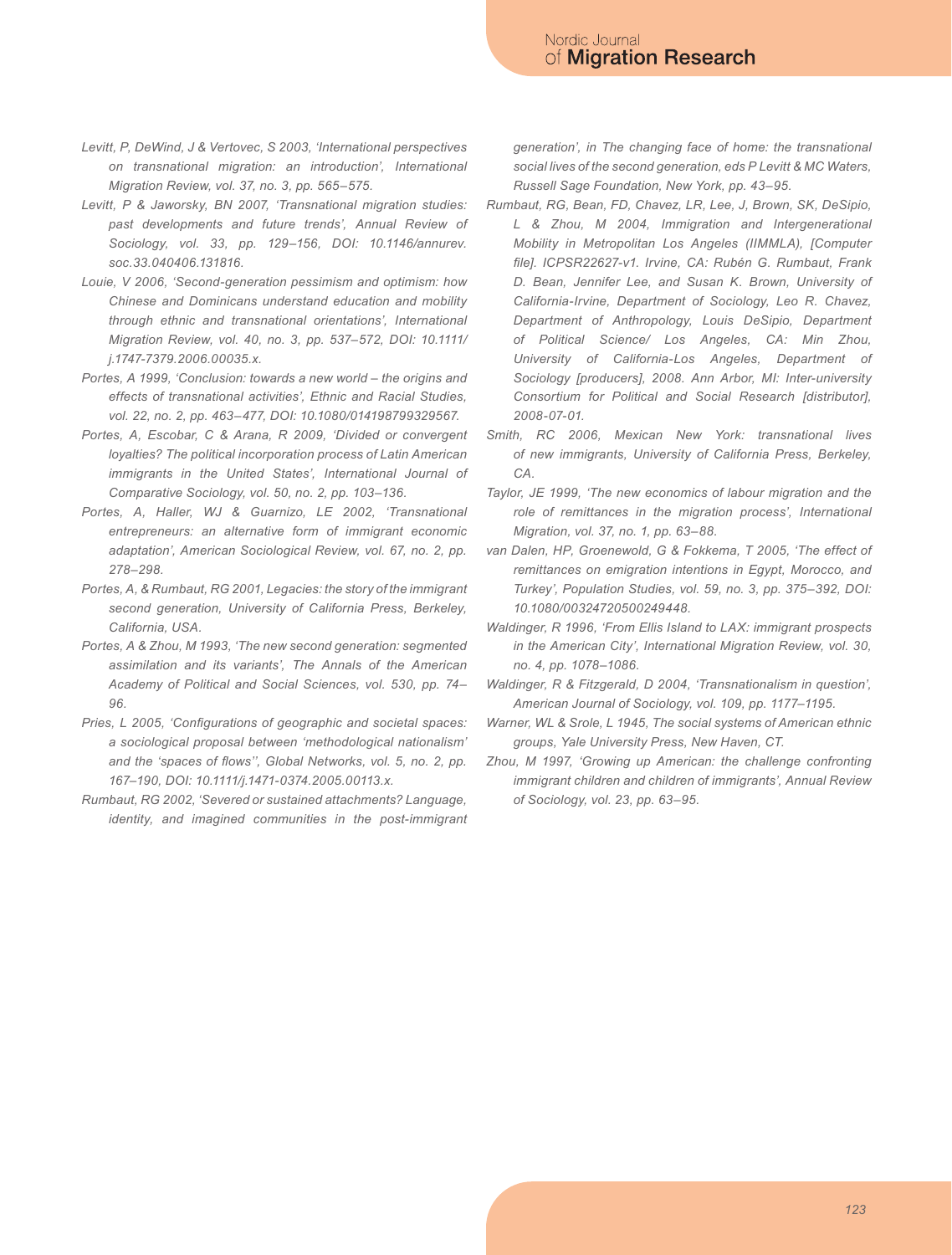*Levitt, P, DeWind, J & Vertovec, S 2003, 'International perspectives on transnational migration: an introduction', International Migration Review, vol. 37, no. 3, pp. 565–575.*

*Levitt, P & Jaworsky, BN 2007, 'Transnational migration studies: past developments and future trends', Annual Review of Sociology, vol. 33, pp. 129–156, DOI: 10.1146/annurev.soc.33.040406.131816.*

*Louie, V 2006, 'Second-generation pessimism and optimism: how Chinese and Dominicans understand education and mobility through ethnic and transnational orientations', International Migration Review, vol. 40, no. 3, pp. 537–572, DOI: 10.1111/j.1747-7379.2006.00035.x.*

*Portes, A 1999, 'Conclusion: towards a new world – the origins and effects of transnational activities', Ethnic and Racial Studies, vol. 22, no. 2, pp. 463–477, DOI: 10.1080/014198799329567.*

*Portes, A, Escobar, C & Arana, R 2009, 'Divided or convergent loyalties? The political incorporation process of Latin American immigrants in the United States', International Journal of Comparative Sociology, vol. 50, no. 2, pp. 103–136.*

*Portes, A, Haller, WJ & Guarnizo, LE 2002, 'Transnational entrepreneurs: an alternative form of immigrant economic adaptation', American Sociological Review, vol. 67, no. 2, pp. 278–298.*

*Portes, A, & Rumbaut, RG 2001, Legacies: the story of the immigrant second generation, University of California Press, Berkeley, California, USA.*

*Portes, A & Zhou, M 1993, 'The new second generation: segmented assimilation and its variants', The Annals of the American Academy of Political and Social Sciences, vol. 530, pp. 74–96.*

*Pries, L 2005, 'Configurations of geographic and societal spaces: a sociological proposal between 'methodological nationalism' and the 'spaces of flows'', Global Networks, vol. 5, no. 2, pp. 167–190, DOI: 10.1111/j.1471-0374.2005.00113.x.*

*Rumbaut, RG 2002, 'Severed or sustained attachments? Language, identity, and imagined communities in the post-immigrant generation', in The changing face of home: the transnational social lives of the second generation, eds P Levitt & MC Waters, Russell Sage Foundation, New York, pp. 43–95.*

*Rumbaut, RG, Bean, FD, Chavez, LR, Lee, J, Brown, SK, DeSipio, L & Zhou, M 2004, Immigration and Intergenerational Mobility in Metropolitan Los Angeles (IIMMLA), [Computer file]. ICPSR22627-v1. Irvine, CA: Rubén G. Rumbaut, Frank D. Bean, Jennifer Lee, and Susan K. Brown, University of California-Irvine, Department of Sociology, Leo R. Chavez, Department of Anthropology, Louis DeSipio, Department of Political Science/ Los Angeles, CA: Min Zhou, University of California-Los Angeles, Department of Sociology [producers], 2008. Ann Arbor, MI: Inter-university Consortium for Political and Social Research [distributor], 2008-07-01.*

*Smith, RC 2006, Mexican New York: transnational lives of new immigrants, University of California Press, Berkeley, CA.*

*Taylor, JE 1999, 'The new economics of labour migration and the role of remittances in the migration process', International Migration, vol. 37, no. 1, pp. 63–88.*

*van Dalen, HP, Groenewold, G & Fokkema, T 2005, 'The effect of remittances on emigration intentions in Egypt, Morocco, and Turkey', Population Studies, vol. 59, no. 3, pp. 375–392, DOI: 10.1080/00324720500249448.*

*Waldinger, R 1996, 'From Ellis Island to LAX: immigrant prospects in the American City', International Migration Review, vol. 30, no. 4, pp. 1078–1086.*

*Waldinger, R & Fitzgerald, D 2004, 'Transnationalism in question', American Journal of Sociology, vol. 109, pp. 1177–1195.*

*Warner, WL & Srole, L 1945, The social systems of American ethnic groups, Yale University Press, New Haven, CT.*

*Zhou, M 1997, 'Growing up American: the challenge confronting immigrant children and children of immigrants', Annual Review of Sociology, vol. 23, pp. 63–95.*